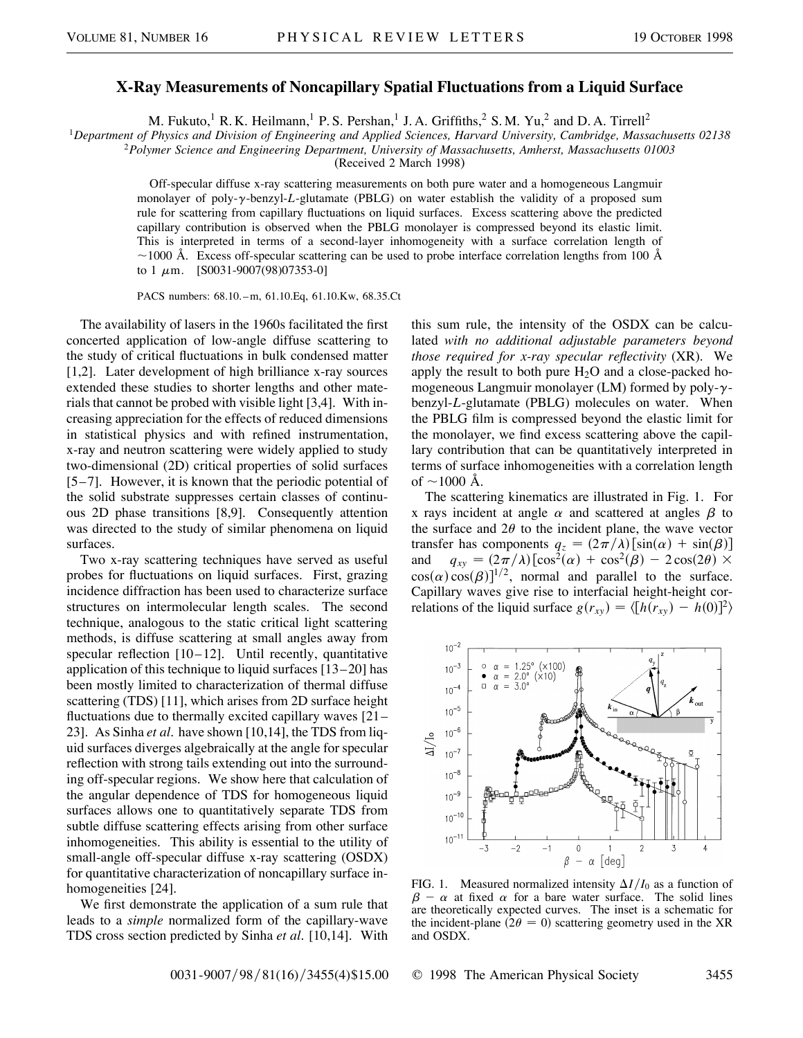# X-Ray Measurements of Noncapillary Spatial Fluctuations from a Liquid Surface

M. Fukuto,[1] R. K. Heilmann,[1] P. S. Pershan,[1] J. A. Griffiths,[2] S. M. Yu,[2] and D. A. Tirrell[2]

[1]Department of Physics and Division of Engineering and Applied Sciences, Harvard University, Cambridge, Massachusetts 02138
[2]Polymer Science and Engineering Department, University of Massachusetts, Amherst, Massachusetts 01003

(Received 2 March 1998)

Off-specular diffuse x-ray scattering measurements on both pure water and a homogeneous Langmuir monolayer of poly-$\gamma$-benzyl-*L*-glutamate (PBLG) on water establish the validity of a proposed sum rule for scattering from capillary fluctuations on liquid surfaces. Excess scattering above the predicted capillary contribution is observed when the PBLG monolayer is compressed beyond its elastic limit. This is interpreted in terms of a second-layer inhomogeneity with a surface correlation length of $\sim$1000 Å. Excess off-specular scattering can be used to probe interface correlation lengths from 100 Å to 1 $\mu$m. [S0031-9007(98)07353-0]

PACS numbers: 68.10.–m, 61.10.Eq, 61.10.Kw, 68.35.Ct

The availability of lasers in the 1960s facilitated the first concerted application of low-angle diffuse scattering to the study of critical fluctuations in bulk condensed matter [1,2]. Later development of high brilliance x-ray sources extended these studies to shorter lengths and other materials that cannot be probed with visible light [3,4]. With increasing appreciation for the effects of reduced dimensions in statistical physics and with refined instrumentation, x-ray and neutron scattering were widely applied to study two-dimensional (2D) critical properties of solid surfaces [5–7]. However, it is known that the periodic potential of the solid substrate suppresses certain classes of continuous 2D phase transitions [8,9]. Consequently attention was directed to the study of similar phenomena on liquid surfaces.

Two x-ray scattering techniques have served as useful probes for fluctuations on liquid surfaces. First, grazing incidence diffraction has been used to characterize surface structures on intermolecular length scales. The second technique, analogous to the static critical light scattering methods, is diffuse scattering at small angles away from specular reflection [10–12]. Until recently, quantitative application of this technique to liquid surfaces [13–20] has been mostly limited to characterization of thermal diffuse scattering (TDS) [11], which arises from 2D surface height fluctuations due to thermally excited capillary waves [21–23]. As Sinha *et al.* have shown [10,14], the TDS from liquid surfaces diverges algebraically at the angle for specular reflection with strong tails extending out into the surrounding off-specular regions. We show here that calculation of the angular dependence of TDS for homogeneous liquid surfaces allows one to quantitatively separate TDS from subtle diffuse scattering effects arising from other surface inhomogeneities. This ability is essential to the utility of small-angle off-specular diffuse x-ray scattering (OSDX) for quantitative characterization of noncapillary surface inhomogeneities [24].

We first demonstrate the application of a sum rule that leads to a *simple* normalized form of the capillary-wave TDS cross section predicted by Sinha *et al.* [10,14]. With this sum rule, the intensity of the OSDX can be calculated *with no additional adjustable parameters beyond those required for x-ray specular reflectivity* (XR). We apply the result to both pure $H_2O$ and a close-packed homogeneous Langmuir monolayer (LM) formed by poly-$\gamma$-benzyl-*L*-glutamate (PBLG) molecules on water. When the PBLG film is compressed beyond the elastic limit for the monolayer, we find excess scattering above the capillary contribution that can be quantitatively interpreted in terms of surface inhomogeneities with a correlation length of $\sim$1000 Å.

The scattering kinematics are illustrated in Fig. 1. For x rays incident at angle $\alpha$ and scattered at angles $\beta$ to the surface and $2\theta$ to the incident plane, the wave vector transfer has components $q_z = (2\pi/\lambda)[\sin(\alpha) + \sin(\beta)]$ and $q_{xy} = (2\pi/\lambda)[\cos^2(\alpha) + \cos^2(\beta) - 2\cos(2\theta) \times \cos(\alpha)\cos(\beta)]^{1/2}$, normal and parallel to the surface. Capillary waves give rise to interfacial height-height correlations of the liquid surface $g(r_{xy}) = \langle[h(r_{xy}) - h(0)]^2\rangle$

FIG. 1. Measured normalized intensity $\Delta I/I_0$ as a function of $\beta - \alpha$ at fixed $\alpha$ for a bare water surface. The solid lines are theoretically expected curves. The inset is a schematic for the incident-plane ($2\theta = 0$) scattering geometry used in the XR and OSDX.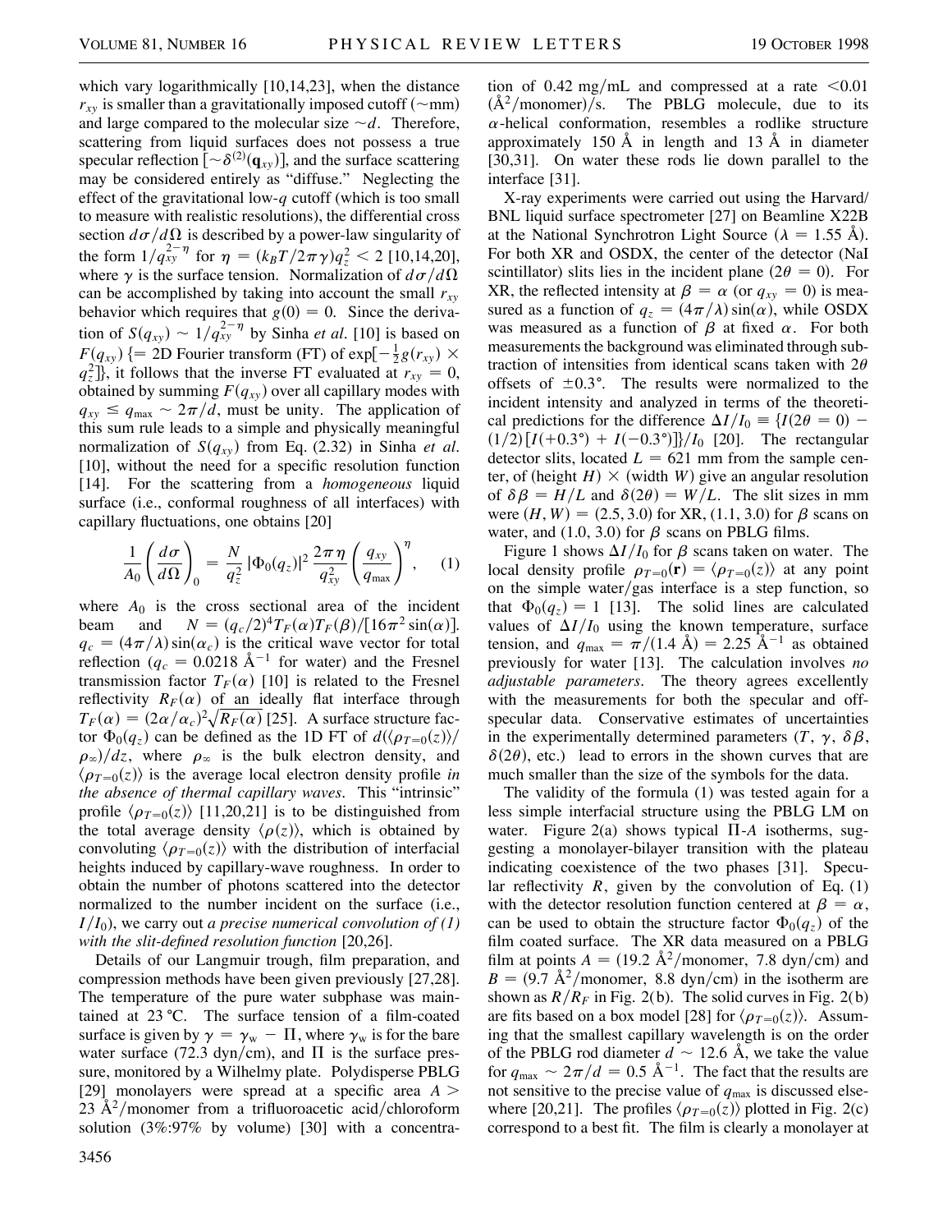which vary logarithmically [10,14,23], when the distance $r_{xy}$ is smaller than a gravitationally imposed cutoff ($\sim$mm) and large compared to the molecular size $\sim d$. Therefore, scattering from liquid surfaces does not possess a true specular reflection [$\sim \delta^{(2)}(\mathbf{q}_{xy})$], and the surface scattering may be considered entirely as "diffuse." Neglecting the effect of the gravitational low-$q$ cutoff (which is too small to measure with realistic resolutions), the differential cross section $d\sigma/d\Omega$ is described by a power-law singularity of the form $1/q_{xy}^{2-\eta}$ for $\eta = (k_B T/2\pi\gamma)q_z^2 < 2$ [10,14,20], where $\gamma$ is the surface tension. Normalization of $d\sigma/d\Omega$ can be accomplished by taking into account the small $r_{xy}$ behavior which requires that $g(0) = 0$. Since the derivation of $S(q_{xy}) \sim 1/q_{xy}^{2-\eta}$ by Sinha *et al.* [10] is based on $F(q_{xy})$ {= 2D Fourier transform (FT) of $\exp[-\frac{1}{2}g(r_{xy}) \times q_z^2]$}, it follows that the inverse FT evaluated at $r_{xy} = 0$, obtained by summing $F(q_{xy})$ over all capillary modes with $q_{xy} \leq q_{max} \sim 2\pi/d$, must be unity. The application of this sum rule leads to a simple and physically meaningful normalization of $S(q_{xy})$ from Eq. (2.32) in Sinha *et al.* [10], without the need for a specific resolution function [14]. For the scattering from a *homogeneous* liquid surface (i.e., conformal roughness of all interfaces) with capillary fluctuations, one obtains [20]

$$\frac{1}{A_0}\left(\frac{d\sigma}{d\Omega}\right)_0 = \frac{N}{q_z^2}\,|\Phi_0(q_z)|^2\,\frac{2\pi\eta}{q_{xy}^2}\left(\frac{q_{xy}}{q_{max}}\right)^{\eta}, \quad (1)$$

where $A_0$ is the cross sectional area of the incident beam and $N = (q_c/2)^4 T_F(\alpha)T_F(\beta)/[16\pi^2\sin(\alpha)]$. $q_c = (4\pi/\lambda)\sin(\alpha_c)$ is the critical wave vector for total reflection ($q_c = 0.0218$ Å$^{-1}$ for water) and the Fresnel transmission factor $T_F(\alpha)$ [10] is related to the Fresnel reflectivity $R_F(\alpha)$ of an ideally flat interface through $T_F(\alpha) = (2\alpha/\alpha_c)^2\sqrt{R_F(\alpha)}$ [25]. A surface structure factor $\Phi_0(q_z)$ can be defined as the 1D FT of $d(\langle\rho_{T=0}(z)\rangle/\rho_\infty)/dz$, where $\rho_\infty$ is the bulk electron density, and $\langle\rho_{T=0}(z)\rangle$ is the average local electron density profile *in the absence of thermal capillary waves*. This "intrinsic" profile $\langle\rho_{T=0}(z)\rangle$ [11,20,21] is to be distinguished from the total average density $\langle\rho(z)\rangle$, which is obtained by convoluting $\langle\rho_{T=0}(z)\rangle$ with the distribution of interfacial heights induced by capillary-wave roughness. In order to obtain the number of photons scattered into the detector normalized to the number incident on the surface (i.e., $I/I_0$), we carry out *a precise numerical convolution of (1) with the slit-defined resolution function* [20,26].

Details of our Langmuir trough, film preparation, and compression methods have been given previously [27,28]. The temperature of the pure water subphase was maintained at 23 °C. The surface tension of a film-coated surface is given by $\gamma = \gamma_w - \Pi$, where $\gamma_w$ is for the bare water surface (72.3 dyn/cm), and $\Pi$ is the surface pressure, monitored by a Wilhelmy plate. Polydisperse PBLG [29] monolayers were spread at a specific area $A >$ 23 Å$^2$/monomer from a trifluoroacetic acid/chloroform solution (3%:97% by volume) [30] with a concentration of 0.42 mg/mL and compressed at a rate <0.01 (Å$^2$/monomer)/s. The PBLG molecule, due to its $\alpha$-helical conformation, resembles a rodlike structure approximately 150 Å in length and 13 Å in diameter [30,31]. On water these rods lie down parallel to the interface [31].

X-ray experiments were carried out using the Harvard/BNL liquid surface spectrometer [27] on Beamline X22B at the National Synchrotron Light Source ($\lambda = 1.55$ Å). For both XR and OSDX, the center of the detector (NaI scintillator) slits lies in the incident plane ($2\theta = 0$). For XR, the reflected intensity at $\beta = \alpha$ (or $q_{xy} = 0$) is measured as a function of $q_z = (4\pi/\lambda)\sin(\alpha)$, while OSDX was measured as a function of $\beta$ at fixed $\alpha$. For both measurements the background was eliminated through subtraction of intensities from identical scans taken with $2\theta$ offsets of $\pm 0.3°$. The results were normalized to the incident intensity and analyzed in terms of the theoretical predictions for the difference $\Delta I/I_0 \equiv \{I(2\theta = 0) - (1/2)[I(+0.3°) + I(-0.3°)]\}/I_0$ [20]. The rectangular detector slits, located $L = 621$ mm from the sample center, of (height $H$) × (width $W$) give an angular resolution of $\delta\beta = H/L$ and $\delta(2\theta) = W/L$. The slit sizes in mm were $(H, W) = (2.5, 3.0)$ for XR, (1.1, 3.0) for $\beta$ scans on water, and (1.0, 3.0) for $\beta$ scans on PBLG films.

Figure 1 shows $\Delta I/I_0$ for $\beta$ scans taken on water. The local density profile $\rho_{T=0}(\mathbf{r}) = \langle\rho_{T=0}(z)\rangle$ at any point on the simple water/gas interface is a step function, so that $\Phi_0(q_z) = 1$ [13]. The solid lines are calculated values of $\Delta I/I_0$ using the known temperature, surface tension, and $q_{max} = \pi/(1.4$ Å$) = 2.25$ Å$^{-1}$ as obtained previously for water [13]. The calculation involves *no adjustable parameters*. The theory agrees excellently with the measurements for both the specular and off-specular data. Conservative estimates of uncertainties in the experimentally determined parameters ($T$, $\gamma$, $\delta\beta$, $\delta(2\theta)$, etc.) lead to errors in the shown curves that are much smaller than the size of the symbols for the data.

The validity of the formula (1) was tested again for a less simple interfacial structure using the PBLG LM on water. Figure 2(a) shows typical $\Pi$-$A$ isotherms, suggesting a monolayer-bilayer transition with the plateau indicating coexistence of the two phases [31]. Specular reflectivity $R$, given by the convolution of Eq. (1) with the detector resolution function centered at $\beta = \alpha$, can be used to obtain the structure factor $\Phi_0(q_z)$ of the film coated surface. The XR data measured on a PBLG film at points $A = (19.2$ Å$^2$/monomer, 7.8 dyn/cm) and $B = (9.7$ Å$^2$/monomer, 8.8 dyn/cm) in the isotherm are shown as $R/R_F$ in Fig. 2(b). The solid curves in Fig. 2(b) are fits based on a box model [28] for $\langle\rho_{T=0}(z)\rangle$. Assuming that the smallest capillary wavelength is on the order of the PBLG rod diameter $d \sim 12.6$ Å, we take the value for $q_{max} \sim 2\pi/d = 0.5$ Å$^{-1}$. The fact that the results are not sensitive to the precise value of $q_{max}$ is discussed elsewhere [20,21]. The profiles $\langle\rho_{T=0}(z)\rangle$ plotted in Fig. 2(c) correspond to a best fit. The film is clearly a monolayer at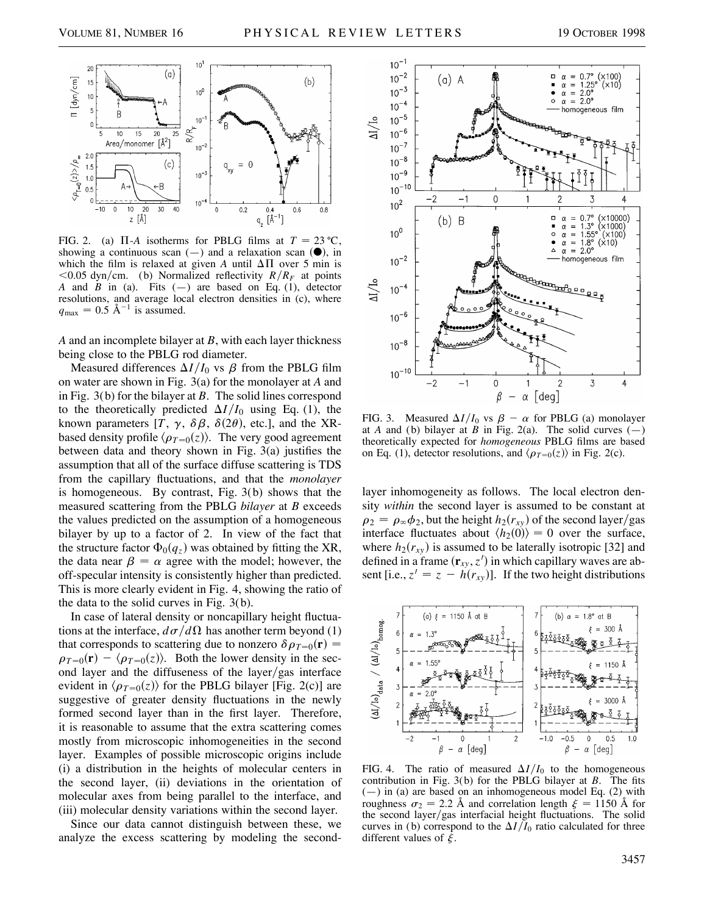FIG. 2. (a) $\Pi$-$A$ isotherms for PBLG films at $T = 23\,^\circ\mathrm{C}$, showing a continuous scan (—) and a relaxation scan (●), in which the film is relaxed at given $A$ until $\Delta\Pi$ over 5 min is $<0.05$ dyn/cm. (b) Normalized reflectivity $R/R_F$ at points $A$ and $B$ in (a). Fits (—) are based on Eq. (1), detector resolutions, and average local electron densities in (c), where $q_{\max} = 0.5$ Å$^{-1}$ is assumed.

$A$ and an incomplete bilayer at $B$, with each layer thickness being close to the PBLG rod diameter.

Measured differences $\Delta I/I_0$ vs $\beta$ from the PBLG film on water are shown in Fig. 3(a) for the monolayer at $A$ and in Fig. 3(b) for the bilayer at $B$. The solid lines correspond to the theoretically predicted $\Delta I/I_0$ using Eq. (1), the known parameters [$T$, $\gamma$, $\delta\beta$, $\delta(2\theta)$, etc.], and the XR-based density profile $\langle \rho_{T=0}(z)\rangle$. The very good agreement between data and theory shown in Fig. 3(a) justifies the assumption that all of the surface diffuse scattering is TDS from the capillary fluctuations, and that the *monolayer* is homogeneous. By contrast, Fig. 3(b) shows that the measured scattering from the PBLG *bilayer* at $B$ exceeds the values predicted on the assumption of a homogeneous bilayer by up to a factor of 2. In view of the fact that the structure factor $\Phi_0(q_z)$ was obtained by fitting the XR, the data near $\beta = \alpha$ agree with the model; however, the off-specular intensity is consistently higher than predicted. This is more clearly evident in Fig. 4, showing the ratio of the data to the solid curves in Fig. 3(b).

In case of lateral density or noncapillary height fluctuations at the interface, $d\sigma/d\Omega$ has another term beyond (1) that corresponds to scattering due to nonzero $\delta\rho_{T=0}(\mathbf{r}) = \rho_{T=0}(\mathbf{r}) - \langle \rho_{T=0}(z)\rangle$. Both the lower density in the second layer and the diffuseness of the layer/gas interface evident in $\langle \rho_{T=0}(z)\rangle$ for the PBLG bilayer [Fig. 2(c)] are suggestive of greater density fluctuations in the newly formed second layer than in the first layer. Therefore, it is reasonable to assume that the extra scattering comes mostly from microscopic inhomogeneities in the second layer. Examples of possible microscopic origins include (i) a distribution in the heights of molecular centers in the second layer, (ii) deviations in the orientation of molecular axes from being parallel to the interface, and (iii) molecular density variations within the second layer.

Since our data cannot distinguish between these, we analyze the excess scattering by modeling the second-layer inhomogeneity as follows. The local electron density *within* the second layer is assumed to be constant at $\rho_2 = \rho_\infty \phi_2$, but the height $h_2(r_{xy})$ of the second layer/gas interface fluctuates about $\langle h_2(0)\rangle = 0$ over the surface, where $h_2(r_{xy})$ is assumed to be laterally isotropic [32] and defined in a frame $(\mathbf{r}_{xy}, z')$ in which capillary waves are absent [i.e., $z' = z - h(r_{xy})$]. If the two height distributions

FIG. 3. Measured $\Delta I/I_0$ vs $\beta - \alpha$ for PBLG (a) monolayer at $A$ and (b) bilayer at $B$ in Fig. 2(a). The solid curves (—) theoretically expected for *homogeneous* PBLG films are based on Eq. (1), detector resolutions, and $\langle \rho_{T=0}(z)\rangle$ in Fig. 2(c).

FIG. 4. The ratio of measured $\Delta I/I_0$ to the homogeneous contribution in Fig. 3(b) for the PBLG bilayer at $B$. The fits (—) in (a) are based on an inhomogeneous model Eq. (2) with roughness $\sigma_2 = 2.2$ Å and correlation length $\xi = 1150$ Å for the second layer/gas interfacial height fluctuations. The solid curves in (b) correspond to the $\Delta I/I_0$ ratio calculated for three different values of $\xi$.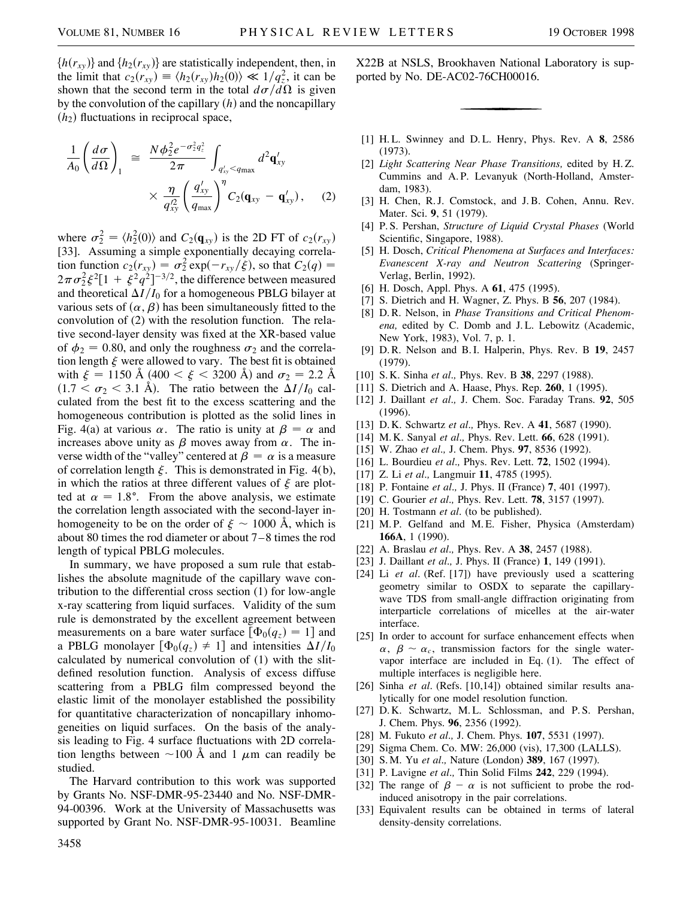$\{h(r_{xy})\}$ and $\{h_2(r_{xy})\}$ are statistically independent, then, in the limit that $c_2(r_{xy}) \equiv \langle h_2(r_{xy}) h_2(0) \rangle \ll 1/q_z^2$, it can be shown that the second term in the total $d\sigma/d\Omega$ is given by the convolution of the capillary ($h$) and the noncapillary ($h_2$) fluctuations in reciprocal space,

$$\frac{1}{A_0}\left(\frac{d\sigma}{d\Omega}\right)_1 \cong \frac{N\phi_2^2 e^{-\sigma_2^2 q_z^2}}{2\pi} \int_{q'_{xy}<q_{\max}} d^2\mathbf{q}'_{xy} \times \frac{\eta}{q'^2_{xy}}\left(\frac{q'_{xy}}{q_{\max}}\right)^{\eta} C_2(\mathbf{q}_{xy} - \mathbf{q}'_{xy}), \quad (2)$$

where $\sigma_2^2 = \langle h_2^2(0) \rangle$ and $C_2(\mathbf{q}_{xy})$ is the 2D FT of $c_2(r_{xy})$ [33]. Assuming a simple exponentially decaying correlation function $c_2(r_{xy}) = \sigma_2^2 \exp(-r_{xy}/\xi)$, so that $C_2(q) = 2\pi\sigma_2^2\xi^2[1 + \xi^2 q^2]^{-3/2}$, the difference between measured and theoretical $\Delta I/I_0$ for a homogeneous PBLG bilayer at various sets of $(\alpha, \beta)$ has been simultaneously fitted to the convolution of (2) with the resolution function. The relative second-layer density was fixed at the XR-based value of $\phi_2 = 0.80$, and only the roughness $\sigma_2$ and the correlation length $\xi$ were allowed to vary. The best fit is obtained with $\xi = 1150$ Å ($400 < \xi < 3200$ Å) and $\sigma_2 = 2.2$ Å ($1.7 < \sigma_2 < 3.1$ Å). The ratio between the $\Delta I/I_0$ calculated from the best fit to the excess scattering and the homogeneous contribution is plotted as the solid lines in Fig. 4(a) at various $\alpha$. The ratio is unity at $\beta = \alpha$ and increases above unity as $\beta$ moves away from $\alpha$. The inverse width of the "valley" centered at $\beta = \alpha$ is a measure of correlation length $\xi$. This is demonstrated in Fig. 4(b), in which the ratios at three different values of $\xi$ are plotted at $\alpha = 1.8°$. From the above analysis, we estimate the correlation length associated with the second-layer inhomogeneity to be on the order of $\xi \sim 1000$ Å, which is about 80 times the rod diameter or about 7–8 times the rod length of typical PBLG molecules.

In summary, we have proposed a sum rule that establishes the absolute magnitude of the capillary wave contribution to the differential cross section (1) for low-angle x-ray scattering from liquid surfaces. Validity of the sum rule is demonstrated by the excellent agreement between measurements on a bare water surface [$\Phi_0(q_z) = 1$] and a PBLG monolayer [$\Phi_0(q_z) \neq 1$] and intensities $\Delta I/I_0$ calculated by numerical convolution of (1) with the slit-defined resolution function. Analysis of excess diffuse scattering from a PBLG film compressed beyond the elastic limit of the monolayer established the possibility for quantitative characterization of noncapillary inhomogeneities on liquid surfaces. On the basis of the analysis leading to Fig. 4 surface fluctuations with 2D correlation lengths between ~100 Å and 1 μm can readily be studied.

The Harvard contribution to this work was supported by Grants No. NSF-DMR-95-23440 and No. NSF-DMR-94-00396. Work at the University of Massachusetts was supported by Grant No. NSF-DMR-95-10031. Beamline X22B at NSLS, Brookhaven National Laboratory is supported by No. DE-AC02-76CH00016.

---

[1] H. L. Swinney and D. L. Henry, Phys. Rev. A **8**, 2586 (1973).

[2] *Light Scattering Near Phase Transitions,* edited by H. Z. Cummins and A. P. Levanyuk (North-Holland, Amsterdam, 1983).

[3] H. Chen, R. J. Comstock, and J. B. Cohen, Annu. Rev. Mater. Sci. **9**, 51 (1979).

[4] P. S. Pershan, *Structure of Liquid Crystal Phases* (World Scientific, Singapore, 1988).

[5] H. Dosch, *Critical Phenomena at Surfaces and Interfaces: Evanescent X-ray and Neutron Scattering* (Springer-Verlag, Berlin, 1992).

[6] H. Dosch, Appl. Phys. A **61**, 475 (1995).

[7] S. Dietrich and H. Wagner, Z. Phys. B **56**, 207 (1984).

[8] D. R. Nelson, in *Phase Transitions and Critical Phenomena,* edited by C. Domb and J. L. Lebowitz (Academic, New York, 1983), Vol. 7, p. 1.

[9] D. R. Nelson and B. I. Halperin, Phys. Rev. B **19**, 2457 (1979).

[10] S. K. Sinha *et al.,* Phys. Rev. B **38**, 2297 (1988).

[11] S. Dietrich and A. Haase, Phys. Rep. **260**, 1 (1995).

[12] J. Daillant *et al.,* J. Chem. Soc. Faraday Trans. **92**, 505 (1996).

[13] D. K. Schwartz *et al.,* Phys. Rev. A **41**, 5687 (1990).

[14] M. K. Sanyal *et al.,* Phys. Rev. Lett. **66**, 628 (1991).

[15] W. Zhao *et al.,* J. Chem. Phys. **97**, 8536 (1992).

[16] L. Bourdieu *et al.,* Phys. Rev. Lett. **72**, 1502 (1994).

[17] Z. Li *et al.,* Langmuir **11**, 4785 (1995).

[18] P. Fontaine *et al.,* J. Phys. II (France) **7**, 401 (1997).

[19] C. Gourier *et al.,* Phys. Rev. Lett. **78**, 3157 (1997).

[20] H. Tostmann *et al.* (to be published).

[21] M. P. Gelfand and M. E. Fisher, Physica (Amsterdam) **166A**, 1 (1990).

[22] A. Braslau *et al.,* Phys. Rev. A **38**, 2457 (1988).

[23] J. Daillant *et al.,* J. Phys. II (France) **1**, 149 (1991).

[24] Li *et al.* (Ref. [17]) have previously used a scattering geometry similar to OSDX to separate the capillary-wave TDS from small-angle diffraction originating from interparticle correlations of micelles at the air-water interface.

[25] In order to account for surface enhancement effects when $\alpha$, $\beta \sim \alpha_c$, transmission factors for the single water-vapor interface are included in Eq. (1). The effect of multiple interfaces is negligible here.

[26] Sinha *et al.* (Refs. [10,14]) obtained similar results analytically for one model resolution function.

[27] D. K. Schwartz, M. L. Schlossman, and P. S. Pershan, J. Chem. Phys. **96**, 2356 (1992).

[28] M. Fukuto *et al.,* J. Chem. Phys. **107**, 5531 (1997).

[29] Sigma Chem. Co. MW: 26,000 (vis), 17,300 (LALLS).

[30] S. M. Yu *et al.,* Nature (London) **389**, 167 (1997).

[31] P. Lavigne *et al.,* Thin Solid Films **242**, 229 (1994).

[32] The range of $\beta - \alpha$ is not sufficient to probe the rod-induced anisotropy in the pair correlations.

[33] Equivalent results can be obtained in terms of lateral density-density correlations.